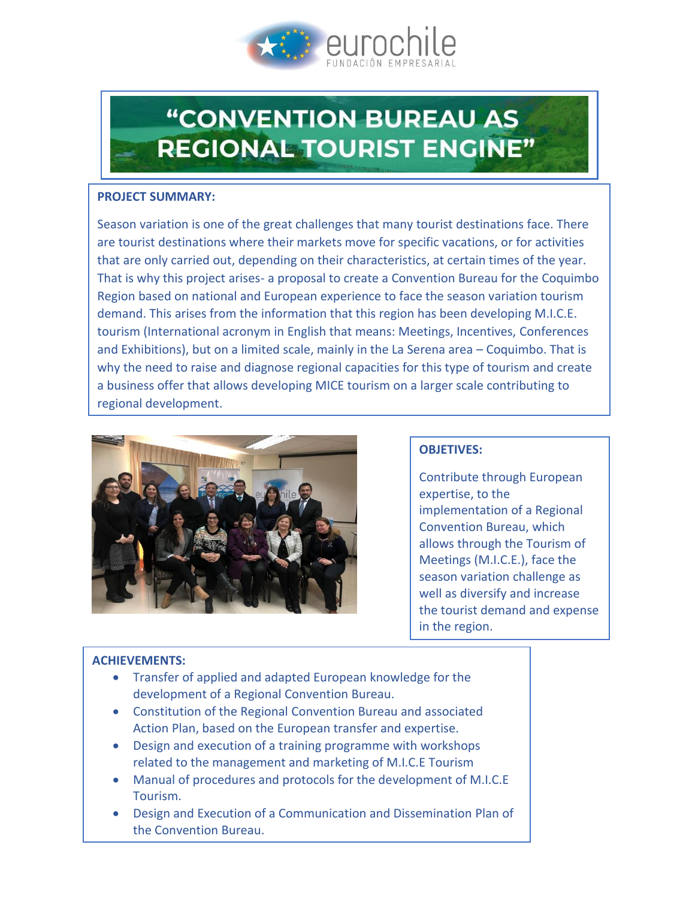eurochile
FUNDACIÓN EMPRESARIAL

# "CONVENTION BUREAU AS REGIONAL TOURIST ENGINE"

**PROJECT SUMMARY:**

Season variation is one of the great challenges that many tourist destinations face. There are tourist destinations where their markets move for specific vacations, or for activities that are only carried out, depending on their characteristics, at certain times of the year. That is why this project arises- a proposal to create a Convention Bureau for the Coquimbo Region based on national and European experience to face the season variation tourism demand. This arises from the information that this region has been developing M.I.C.E. tourism (International acronym in English that means: Meetings, Incentives, Conferences and Exhibitions), but on a limited scale, mainly in the La Serena area – Coquimbo. That is why the need to raise and diagnose regional capacities for this type of tourism and create a business offer that allows developing MICE tourism on a larger scale contributing to regional development.

**OBJETIVES:**

Contribute through European expertise, to the implementation of a Regional Convention Bureau, which allows through the Tourism of Meetings (M.I.C.E.), face the season variation challenge as well as diversify and increase the tourist demand and expense in the region.

**ACHIEVEMENTS:**

- Transfer of applied and adapted European knowledge for the development of a Regional Convention Bureau.
- Constitution of the Regional Convention Bureau and associated Action Plan, based on the European transfer and expertise.
- Design and execution of a training programme with workshops related to the management and marketing of M.I.C.E Tourism
- Manual of procedures and protocols for the development of M.I.C.E Tourism.
- Design and Execution of a Communication and Dissemination Plan of the Convention Bureau.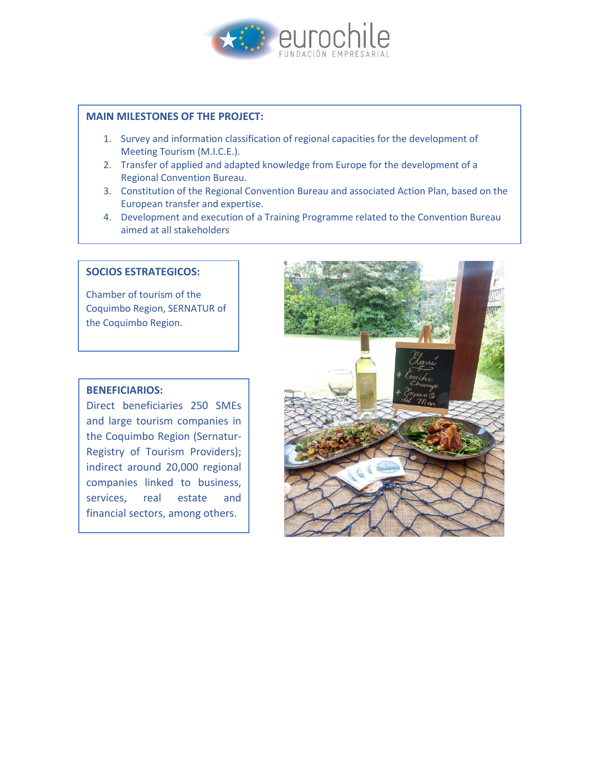## MAIN MILESTONES OF THE PROJECT:

1. Survey and information classification of regional capacities for the development of Meeting Tourism (M.I.C.E.).
2. Transfer of applied and adapted knowledge from Europe for the development of a Regional Convention Bureau.
3. Constitution of the Regional Convention Bureau and associated Action Plan, based on the European transfer and expertise.
4. Development and execution of a Training Programme related to the Convention Bureau aimed at all stakeholders

## SOCIOS ESTRATEGICOS:

Chamber of tourism of the Coquimbo Region, SERNATUR of the Coquimbo Region.

## BENEFICIARIOS:

Direct beneficiaries 250 SMEs and large tourism companies in the Coquimbo Region (Sernatur-Registry of Tourism Providers); indirect around 20,000 regional companies linked to business, services, real estate and financial sectors, among others.